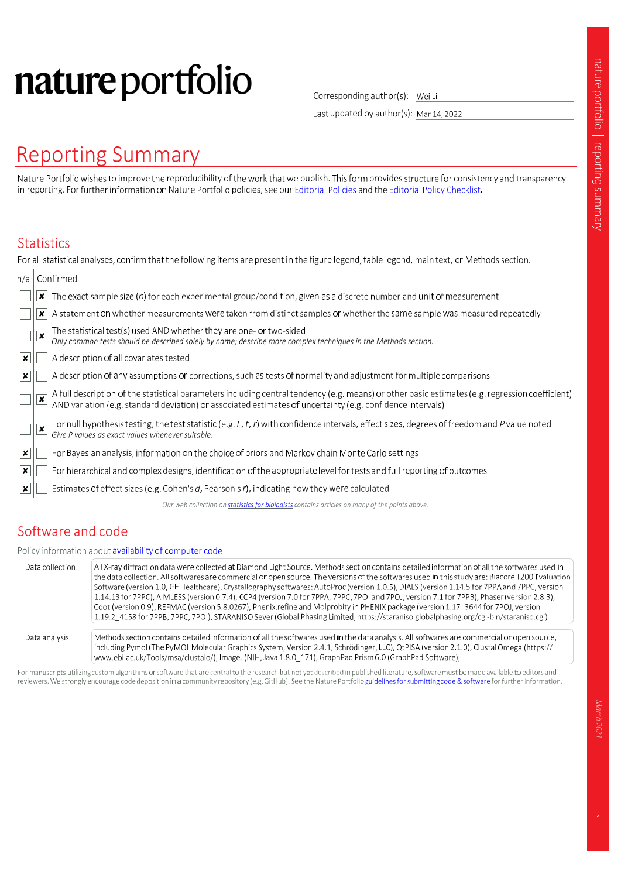# nature portfolio

Corresponding author(s): Wei Li

Last updated by author(s): Mar 14, 2022

# Reporting Summary

Nature Portfolio wishes to improve the reproducibility of the work that we publish. This form provides structure for consistency and transparency in reporting. For further information on Nature Portfolio policies, see our Editorial Policies and the Editorial Policy Checklist.

## Statistics

For all statistical analyses, confirm that the following items are present in the figure legend, table legend, main text, or Methods section.

| n/a | Confirmed | |
|---|---|---|
| ☐ | ☒ | The exact sample size ($n$) for each experimental group/condition, given as a discrete number and unit of measurement |
| ☐ | ☒ | A statement on whether measurements were taken from distinct samples or whether the same sample was measured repeatedly |
| ☐ | ☒ | The statistical test(s) used AND whether they are one- or two-sided<br>*Only common tests should be described solely by name; describe more complex techniques in the Methods section.* |
| ☒ | ☐ | A description of all covariates tested |
| ☒ | ☐ | A description of any assumptions or corrections, such as tests of normality and adjustment for multiple comparisons |
| ☐ | ☒ | A full description of the statistical parameters including central tendency (e.g. means) or other basic estimates (e.g. regression coefficient) AND variation (e.g. standard deviation) or associated estimates of uncertainty (e.g. confidence intervals) |
| ☐ | ☒ | For null hypothesis testing, the test statistic (e.g. $F$, $t$, $r$) with confidence intervals, effect sizes, degrees of freedom and $P$ value noted<br>*Give P values as exact values whenever suitable.* |
| ☒ | ☐ | For Bayesian analysis, information on the choice of priors and Markov chain Monte Carlo settings |
| ☒ | ☐ | For hierarchical and complex designs, identification of the appropriate level for tests and full reporting of outcomes |
| ☒ | ☐ | Estimates of effect sizes (e.g. Cohen's $d$, Pearson's $r$), indicating how they were calculated |

*Our web collection on statistics for biologists contains articles on many of the points above.*

## Software and code

Policy information about availability of computer code

| | |
|---|---|
| Data collection | All X-ray diffraction data were collected at Diamond Light Source. Methods section contains detailed information of all the softwares used in the data collection. All softwares are commercial or open source. The versions of the softwares used in this study are: Biacore T200 Evaluation Software (version 1.0, GE Healthcare), Crystallography softwares: AutoProc (version 1.0.5), DIALS (version 1.14.5 for 7PPA and 7PPC, version 1.14.13 for 7PPC), AIMLESS (version 0.7.4), CCP4 (version 7.0 for 7PPA, 7PPC, 7POI and 7POJ, version 7.1 for 7PPB), Phaser (version 2.8.3), Coot (version 0.9), REFMAC (version 5.8.0267), Phenix.refine and Molprobity in PHENIX package (version 1.17_3644 for 7POJ, version 1.19.2_4158 for 7PPB, 7PPC, 7POI), STARANISO Sever (Global Phasing Limited, https://staraniso.globalphasing.org/cgi-bin/staraniso.cgi) |
| Data analysis | Methods section contains detailed information of all the softwares used in the data analysis. All softwares are commercial or open source, including Pymol (The PyMOL Molecular Graphics System, Version 2.4.1, Schrödinger, LLC), QtPISA (version 2.1.0), Clustal Omega (https://www.ebi.ac.uk/Tools/msa/clustalo/), ImageJ (NIH, Java 1.8.0_171), GraphPad Prism 6.0 (GraphPad Software), |

For manuscripts utilizing custom algorithms or software that are central to the research but not yet described in published literature, software must be made available to editors and reviewers. We strongly encourage code deposition in a community repository (e.g. GitHub). See the Nature Portfolio guidelines for submitting code & software for further information.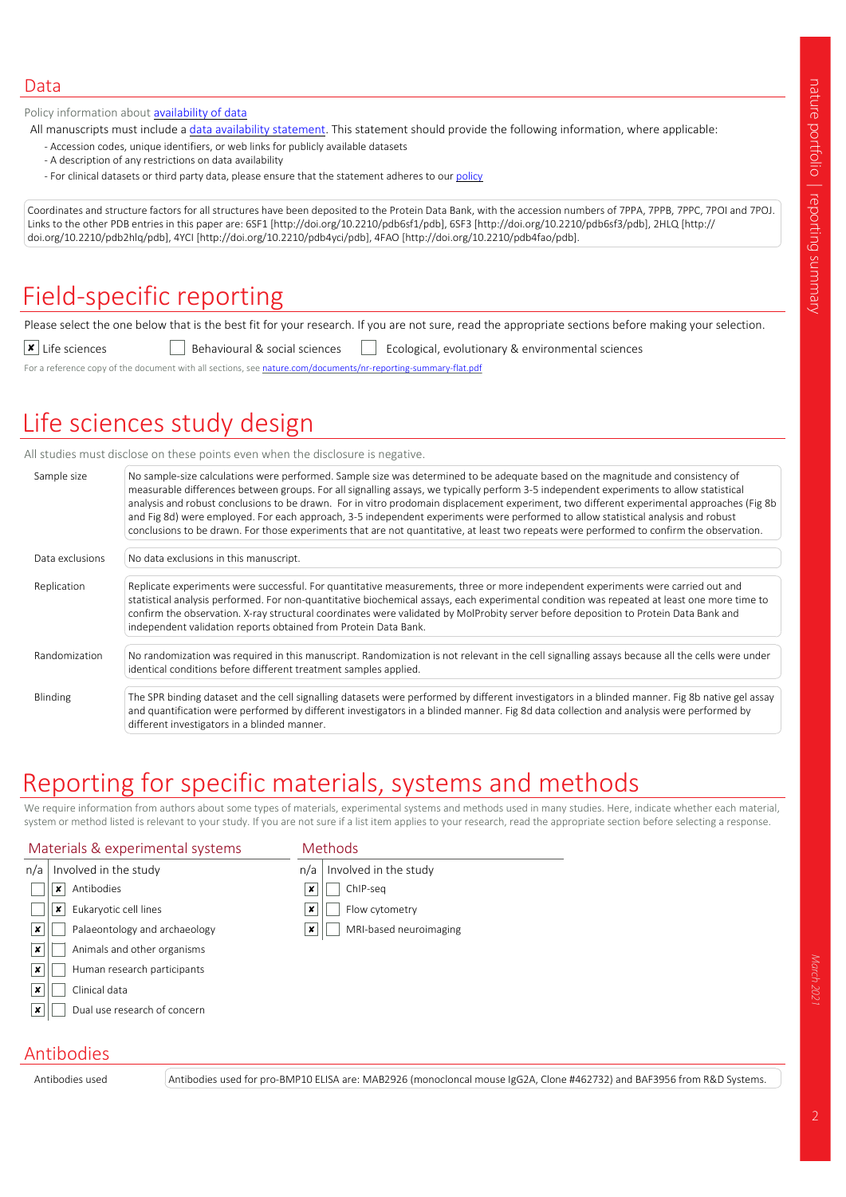## Data

Policy information about availability of data

All manuscripts must include a data availability statement. This statement should provide the following information, where applicable:

- Accession codes, unique identifiers, or web links for publicly available datasets
- A description of any restrictions on data availability
- For clinical datasets or third party data, please ensure that the statement adheres to our policy

Coordinates and structure factors for all structures have been deposited to the Protein Data Bank, with the accession numbers of 7PPA, 7PPB, 7PPC, 7POI and 7POJ. Links to the other PDB entries in this paper are: 6SF1 [http://doi.org/10.2210/pdb6sf1/pdb], 6SF3 [http://doi.org/10.2210/pdb6sf3/pdb], 2HLQ [http://doi.org/10.2210/pdb2hlq/pdb], 4YCI [http://doi.org/10.2210/pdb4yci/pdb], 4FAO [http://doi.org/10.2210/pdb4fao/pdb].

# Field-specific reporting

Please select the one below that is the best fit for your research. If you are not sure, read the appropriate sections before making your selection.

- [x] Life sciences
- [ ] Behavioural & social sciences
- [ ] Ecological, evolutionary & environmental sciences

For a reference copy of the document with all sections, see nature.com/documents/nr-reporting-summary-flat.pdf

# Life sciences study design

All studies must disclose on these points even when the disclosure is negative.

| | |
|---|---|
| Sample size | No sample-size calculations were performed. Sample size was determined to be adequate based on the magnitude and consistency of measurable differences between groups. For all signalling assays, we typically perform 3-5 independent experiments to allow statistical analysis and robust conclusions to be drawn. For in vitro prodomain displacement experiment, two different experimental approaches (Fig 8b and Fig 8d) were employed. For each approach, 3-5 independent experiments were performed to allow statistical analysis and robust conclusions to be drawn. For those experiments that are not quantitative, at least two repeats were performed to confirm the observation. |
| Data exclusions | No data exclusions in this manuscript. |
| Replication | Replicate experiments were successful. For quantitative measurements, three or more independent experiments were carried out and statistical analysis performed. For non-quantitative biochemical assays, each experimental condition was repeated at least one more time to confirm the observation. X-ray structural coordinates were validated by MolProbity server before deposition to Protein Data Bank and independent validation reports obtained from Protein Data Bank. |
| Randomization | No randomization was required in this manuscript. Randomization is not relevant in the cell signalling assays because all the cells were under identical conditions before different treatment samples applied. |
| Blinding | The SPR binding dataset and the cell signalling datasets were performed by different investigators in a blinded manner. Fig 8b native gel assay and quantification were performed by different investigators in a blinded manner. Fig 8d data collection and analysis were performed by different investigators in a blinded manner. |

# Reporting for specific materials, systems and methods

We require information from authors about some types of materials, experimental systems and methods used in many studies. Here, indicate whether each material, system or method listed is relevant to your study. If you are not sure if a list item applies to your research, read the appropriate section before selecting a response.

### Materials & experimental systems

| n/a | Involved in the study | |
|---|---|---|
| [ ] | [x] | Antibodies |
| [ ] | [x] | Eukaryotic cell lines |
| [x] | [ ] | Palaeontology and archaeology |
| [x] | [ ] | Animals and other organisms |
| [x] | [ ] | Human research participants |
| [x] | [ ] | Clinical data |
| [x] | [ ] | Dual use research of concern |

### Methods

| n/a | Involved in the study | |
|---|---|---|
| [x] | [ ] | ChIP-seq |
| [x] | [ ] | Flow cytometry |
| [x] | [ ] | MRI-based neuroimaging |

## Antibodies

| | |
|---|---|
| Antibodies used | Antibodies used for pro-BMP10 ELISA are: MAB2926 (monocloncal mouse IgG2A, Clone #462732) and BAF3956 from R&D Systems. |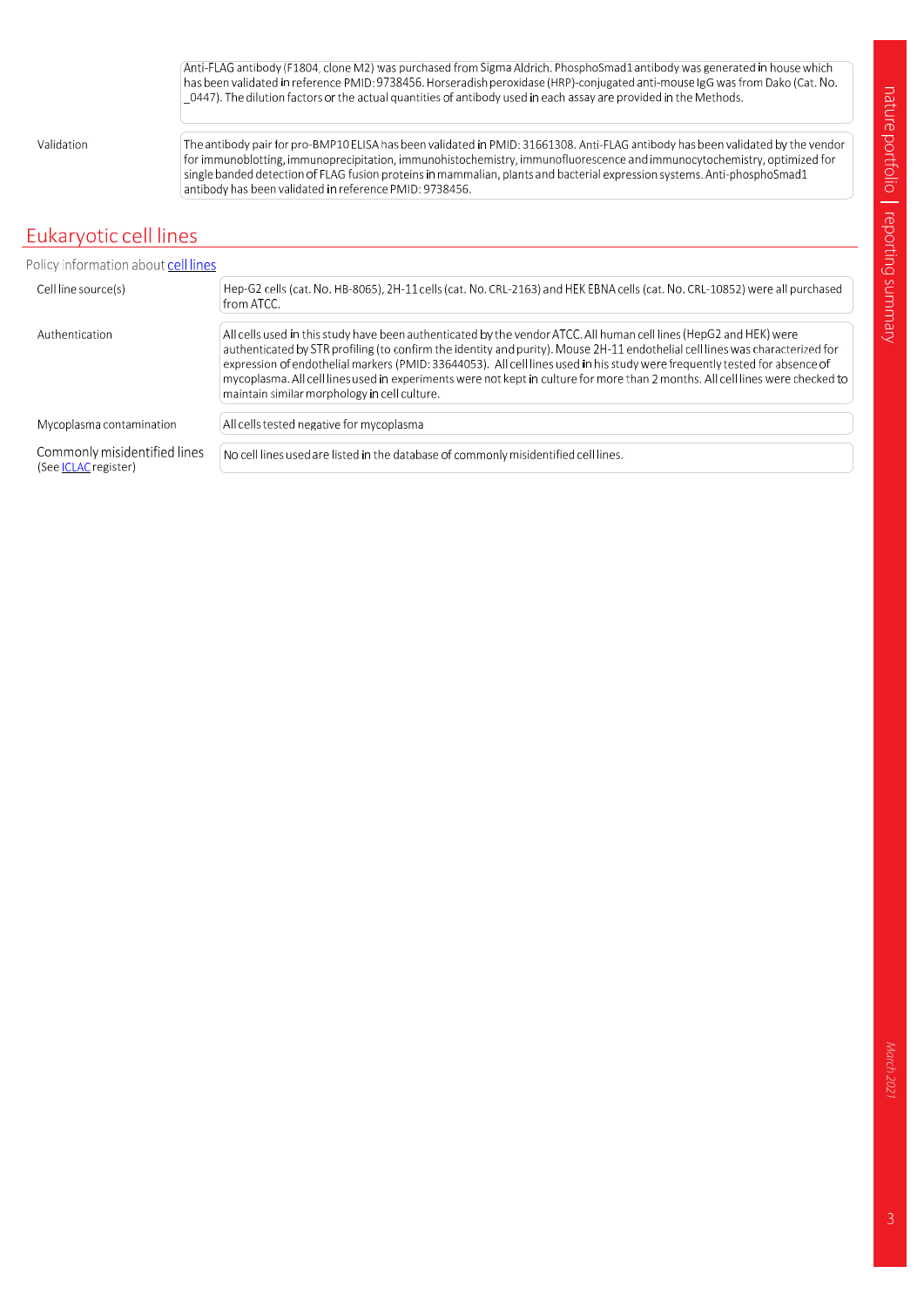| | |
|---|---|
| | Anti-FLAG antibody (F1804, clone M2) was purchased from Sigma Aldrich. PhosphoSmad1 antibody was generated in house which has been validated in reference PMID: 9738456. Horseradish peroxidase (HRP)-conjugated anti-mouse IgG was from Dako (Cat. No. _0447). The dilution factors or the actual quantities of antibody used in each assay are provided in the Methods. |
| Validation | The antibody pair for pro-BMP10 ELISA has been validated in PMID: 31661308. Anti-FLAG antibody has been validated by the vendor for immunoblotting, immunoprecipitation, immunohistochemistry, immunofluorescence and immunocytochemistry, optimized for single banded detection of FLAG fusion proteins in mammalian, plants and bacterial expression systems. Anti-phosphoSmad1 antibody has been validated in reference PMID: 9738456. |

## Eukaryotic cell lines

Policy information about cell lines

| | |
|---|---|
| Cell line source(s) | Hep-G2 cells (cat. No. HB-8065), 2H-11 cells (cat. No. CRL-2163) and HEK EBNA cells (cat. No. CRL-10852) were all purchased from ATCC. |
| Authentication | All cells used in this study have been authenticated by the vendor ATCC. All human cell lines (HepG2 and HEK) were authenticated by STR profiling (to confirm the identity and purity). Mouse 2H-11 endothelial cell lines was characterized for expression of endothelial markers (PMID: 33644053). All cell lines used in his study were frequently tested for absence of mycoplasma. All cell lines used in experiments were not kept in culture for more than 2 months. All cell lines were checked to maintain similar morphology in cell culture. |
| Mycoplasma contamination | All cells tested negative for mycoplasma |
| Commonly misidentified lines (See ICLAC register) | No cell lines used are listed in the database of commonly misidentified cell lines. |